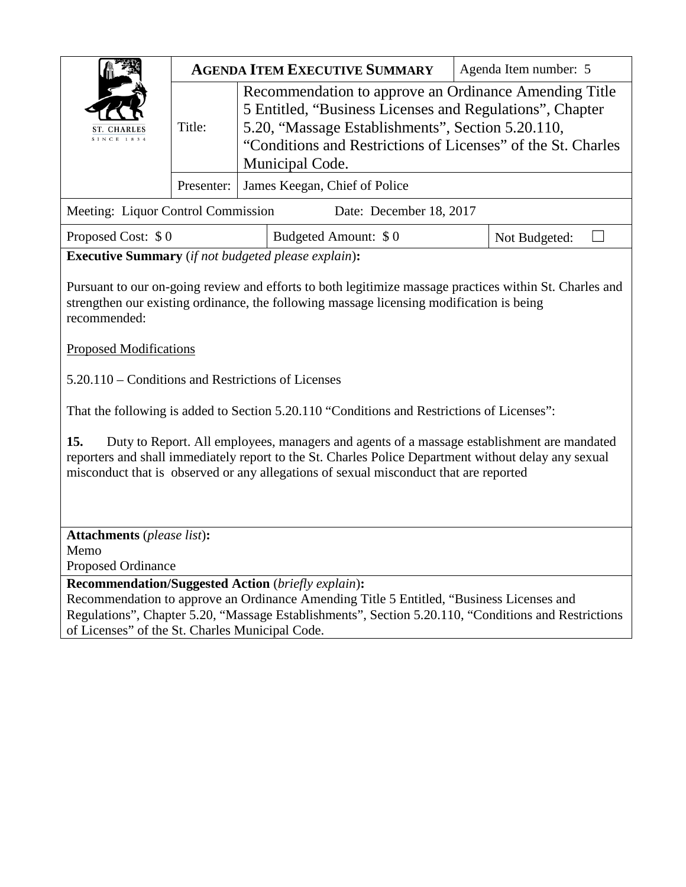| ST. CHARLES SINCE 1834 | **AGENDA ITEM EXECUTIVE SUMMARY** | | Agenda Item number: 5 |
|---|---|---|---|
| | Title: | Recommendation to approve an Ordinance Amending Title 5 Entitled, "Business Licenses and Regulations", Chapter 5.20, "Massage Establishments", Section 5.20.110, "Conditions and Restrictions of Licenses" of the St. Charles Municipal Code. | |
| | Presenter: | James Keegan, Chief of Police | |

| Meeting: Liquor Control Commission | Date: December 18, 2017 | |
|---|---|---|
| Proposed Cost: $ 0 | Budgeted Amount: $ 0 | Not Budgeted: ☐ |

**Executive Summary** (*if not budgeted please explain*)**:**

Pursuant to our on-going review and efforts to both legitimize massage practices within St. Charles and strengthen our existing ordinance, the following massage licensing modification is being recommended:

Proposed Modifications

5.20.110 – Conditions and Restrictions of Licenses

That the following is added to Section 5.20.110 "Conditions and Restrictions of Licenses":

**15.** Duty to Report. All employees, managers and agents of a massage establishment are mandated reporters and shall immediately report to the St. Charles Police Department without delay any sexual misconduct that is observed or any allegations of sexual misconduct that are reported

**Attachments** (*please list*)**:**
Memo
Proposed Ordinance

**Recommendation/Suggested Action** (*briefly explain*)**:**
Recommendation to approve an Ordinance Amending Title 5 Entitled, "Business Licenses and Regulations", Chapter 5.20, "Massage Establishments", Section 5.20.110, "Conditions and Restrictions of Licenses" of the St. Charles Municipal Code.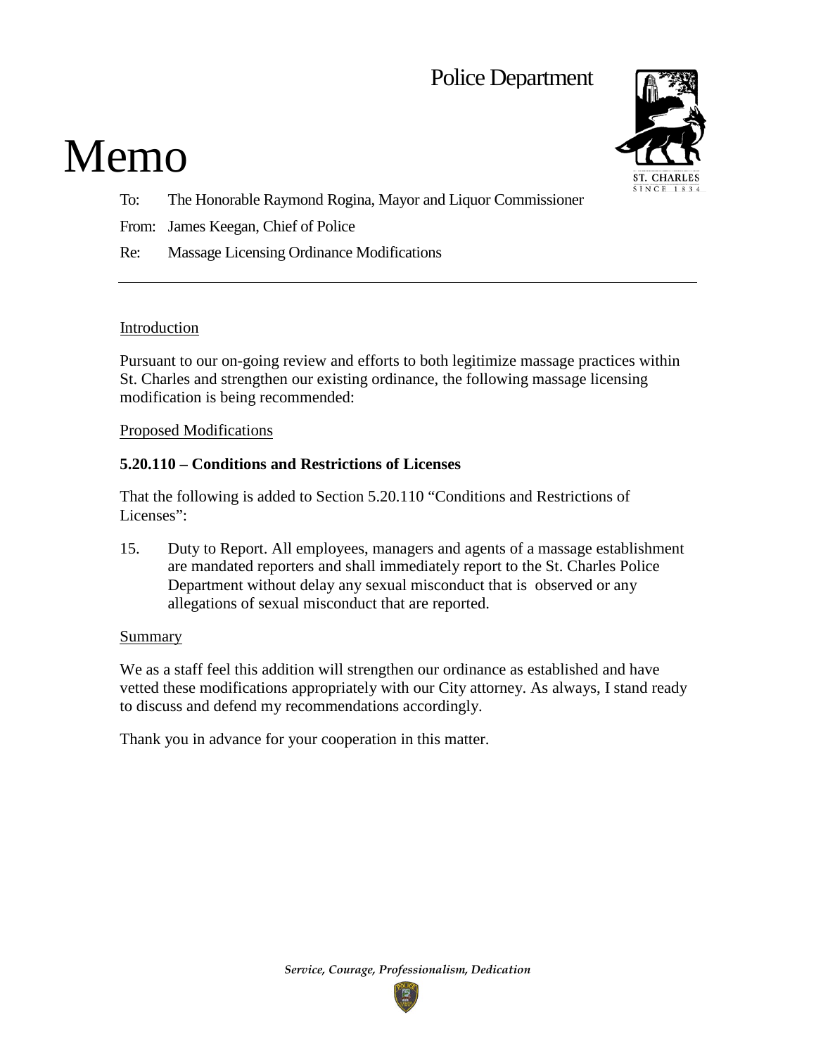Police Department

# Memo

To: The Honorable Raymond Rogina, Mayor and Liquor Commissioner

From: James Keegan, Chief of Police

Re: Massage Licensing Ordinance Modifications

---

Introduction

Pursuant to our on-going review and efforts to both legitimize massage practices within St. Charles and strengthen our existing ordinance, the following massage licensing modification is being recommended:

Proposed Modifications

**5.20.110 – Conditions and Restrictions of Licenses**

That the following is added to Section 5.20.110 "Conditions and Restrictions of Licenses":

15. Duty to Report. All employees, managers and agents of a massage establishment are mandated reporters and shall immediately report to the St. Charles Police Department without delay any sexual misconduct that is observed or any allegations of sexual misconduct that are reported.

Summary

We as a staff feel this addition will strengthen our ordinance as established and have vetted these modifications appropriately with our City attorney. As always, I stand ready to discuss and defend my recommendations accordingly.

Thank you in advance for your cooperation in this matter.

*Service, Courage, Professionalism, Dedication*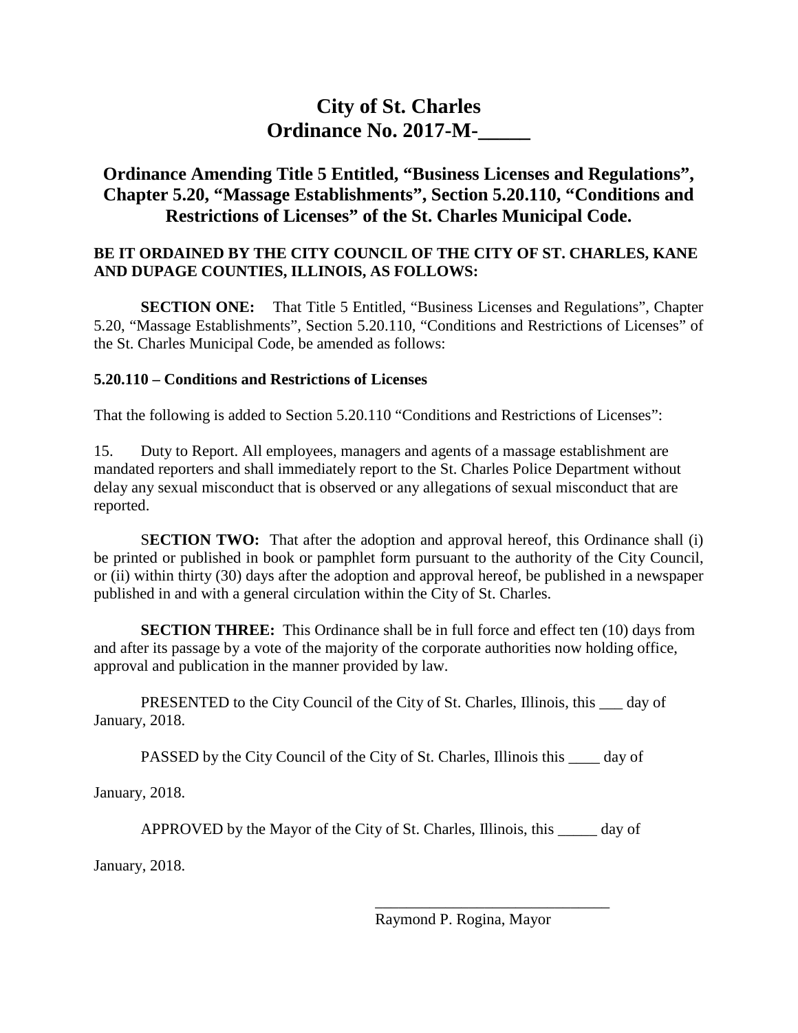# City of St. Charles
# Ordinance No. 2017-M-_____

## Ordinance Amending Title 5 Entitled, "Business Licenses and Regulations", Chapter 5.20, "Massage Establishments", Section 5.20.110, "Conditions and Restrictions of Licenses" of the St. Charles Municipal Code.

**BE IT ORDAINED BY THE CITY COUNCIL OF THE CITY OF ST. CHARLES, KANE AND DUPAGE COUNTIES, ILLINOIS, AS FOLLOWS:**

**SECTION ONE:** That Title 5 Entitled, "Business Licenses and Regulations", Chapter 5.20, "Massage Establishments", Section 5.20.110, "Conditions and Restrictions of Licenses" of the St. Charles Municipal Code, be amended as follows:

**5.20.110 – Conditions and Restrictions of Licenses**

That the following is added to Section 5.20.110 "Conditions and Restrictions of Licenses":

15. Duty to Report. All employees, managers and agents of a massage establishment are mandated reporters and shall immediately report to the St. Charles Police Department without delay any sexual misconduct that is observed or any allegations of sexual misconduct that are reported.

**SECTION TWO:** That after the adoption and approval hereof, this Ordinance shall (i) be printed or published in book or pamphlet form pursuant to the authority of the City Council, or (ii) within thirty (30) days after the adoption and approval hereof, be published in a newspaper published in and with a general circulation within the City of St. Charles.

**SECTION THREE:** This Ordinance shall be in full force and effect ten (10) days from and after its passage by a vote of the majority of the corporate authorities now holding office, approval and publication in the manner provided by law.

PRESENTED to the City Council of the City of St. Charles, Illinois, this ___ day of January, 2018.

PASSED by the City Council of the City of St. Charles, Illinois this ____ day of January, 2018.

APPROVED by the Mayor of the City of St. Charles, Illinois, this _____ day of January, 2018.

______________________________
Raymond P. Rogina, Mayor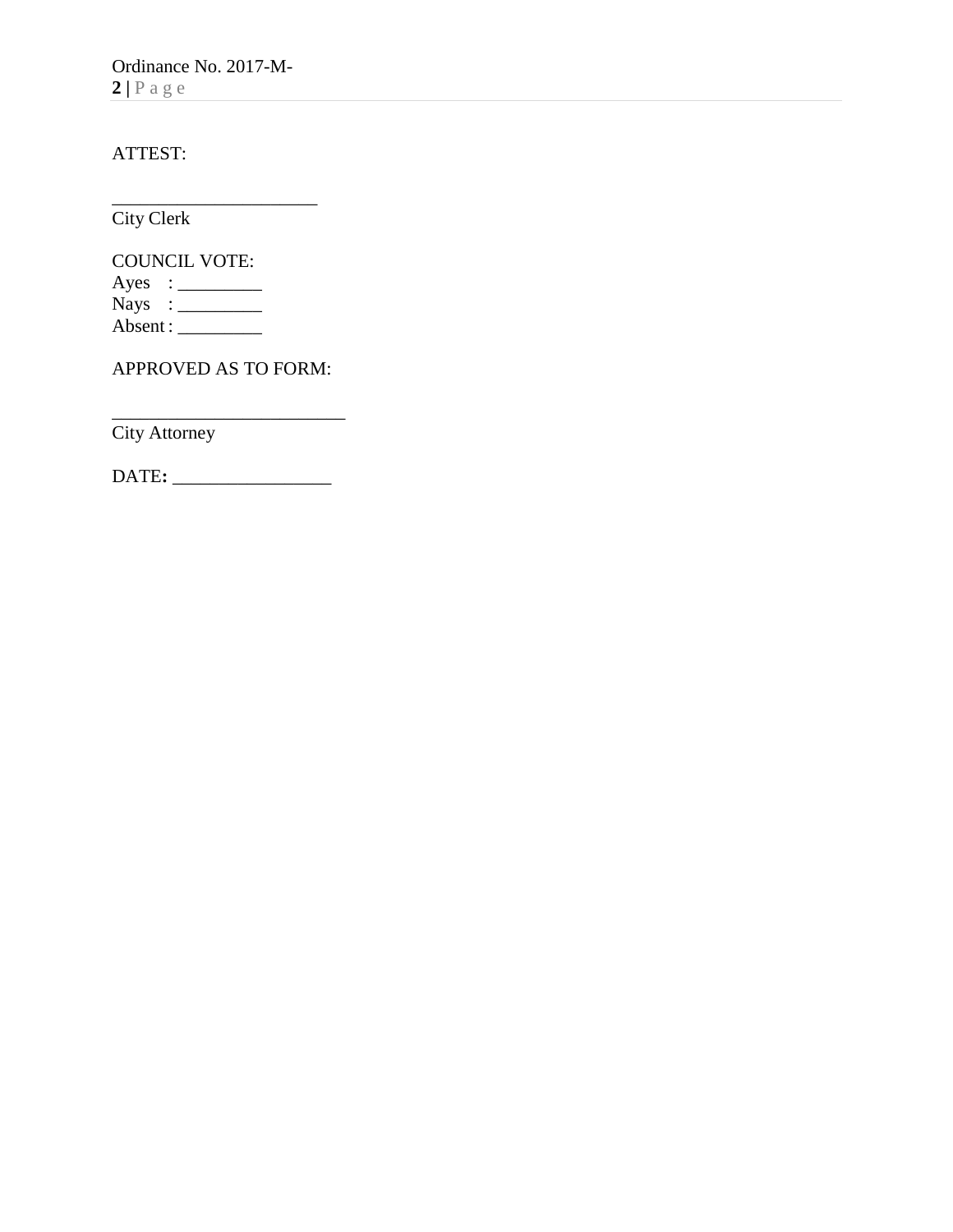ATTEST:

______________________
City Clerk

COUNCIL VOTE:
Ayes : _________
Nays : _________
Absent : _________

APPROVED AS TO FORM:

_________________________
City Attorney

DATE: _________________